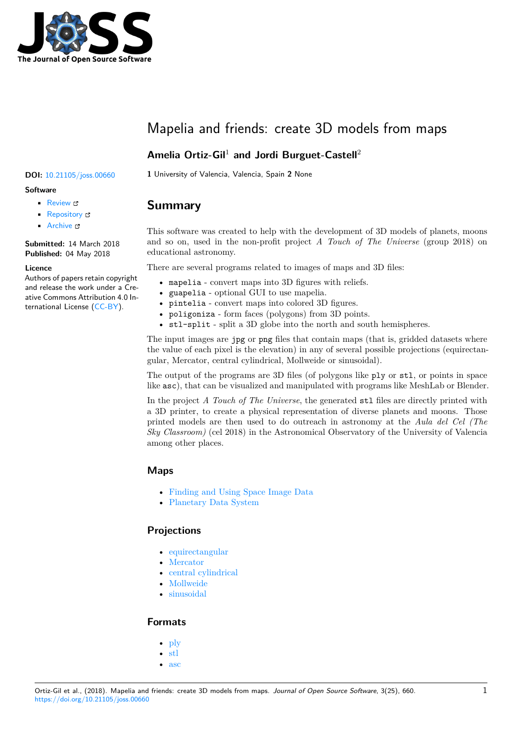# Mapelia and friends: create 3D models from maps

**Amelia Ortiz-Gil**[1] **and Jordi Burguet-Castell**[2]

**1** University of Valencia, Valencia, Spain **2** None

**DOI:** 10.21105/joss.00660

**Software**

- Review
- Repository
- Archive

**Submitted:** 14 March 2018
**Published:** 04 May 2018

**Licence**
Authors of papers retain copyright and release the work under a Creative Commons Attribution 4.0 International License (CC-BY).

## Summary

This software was created to help with the development of 3D models of planets, moons and so on, used in the non-profit project *A Touch of The Universe* (group 2018) on educational astronomy.

There are several programs related to images of maps and 3D files:

- `mapelia` - convert maps into 3D figures with reliefs.
- `guapelia` - optional GUI to use mapelia.
- `pintelia` - convert maps into colored 3D figures.
- `poligoniza` - form faces (polygons) from 3D points.
- `stl-split` - split a 3D globe into the north and south hemispheres.

The input images are `jpg` or `png` files that contain maps (that is, gridded datasets where the value of each pixel is the elevation) in any of several possible projections (equirectangular, Mercator, central cylindrical, Mollweide or sinusoidal).

The output of the programs are 3D files (of polygons like `ply` or `stl`, or points in space like `asc`), that can be visualized and manipulated with programs like MeshLab or Blender.

In the project *A Touch of The Universe*, the generated `stl` files are directly printed with a 3D printer, to create a physical representation of diverse planets and moons. Those printed models are then used to do outreach in astronomy at the *Aula del Cel (The Sky Classroom)* (cel 2018) in the Astronomical Observatory of the University of Valencia among other places.

### Maps

- Finding and Using Space Image Data
- Planetary Data System

### Projections

- equirectangular
- Mercator
- central cylindrical
- Mollweide
- sinusoidal

### Formats

- ply
- stl
- asc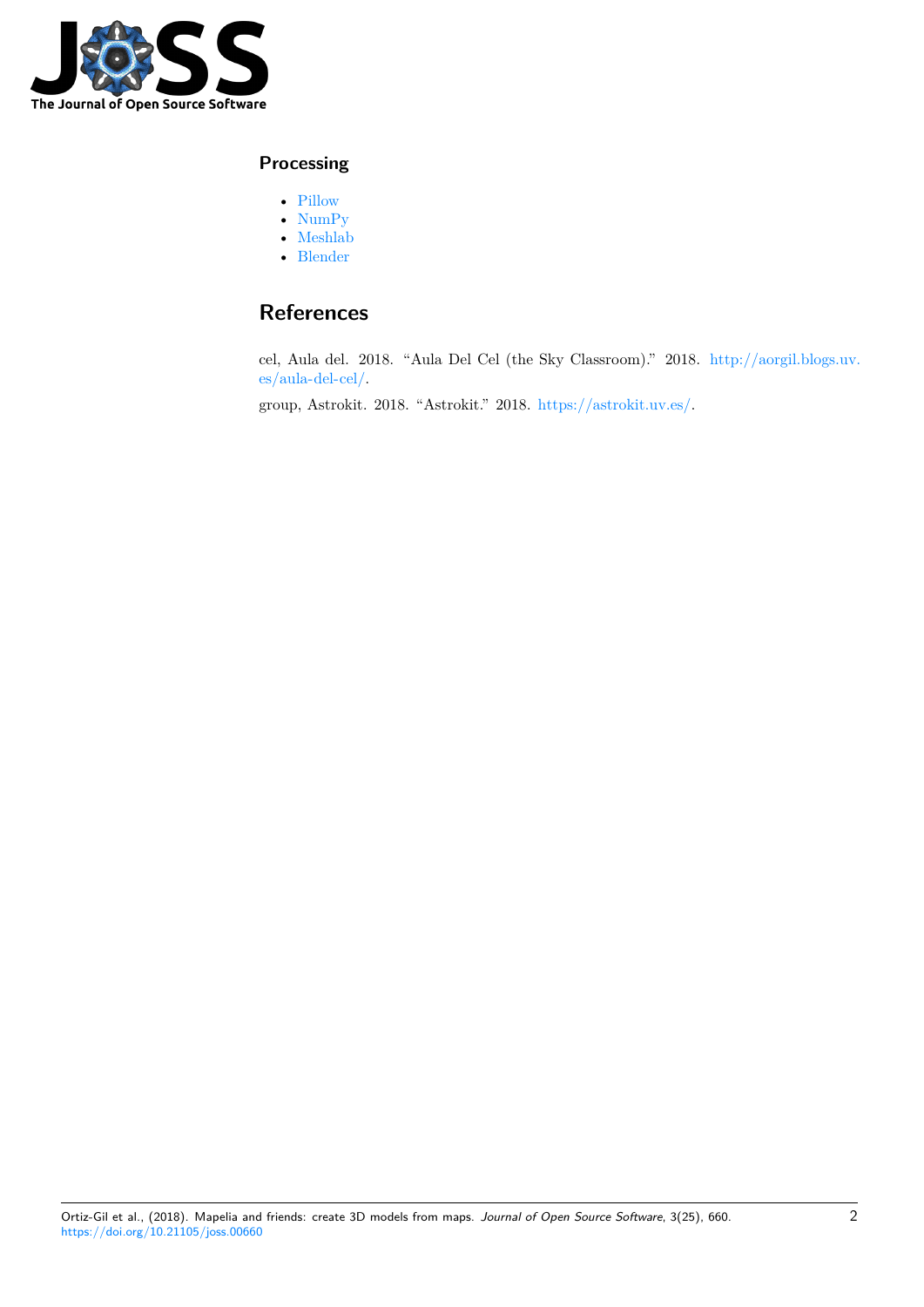## Processing

- Pillow
- NumPy
- Meshlab
- Blender

# References

cel, Aula del. 2018. "Aula Del Cel (the Sky Classroom)." 2018. http://aorgil.blogs.uv.es/aula-del-cel/.

group, Astrokit. 2018. "Astrokit." 2018. https://astrokit.uv.es/.